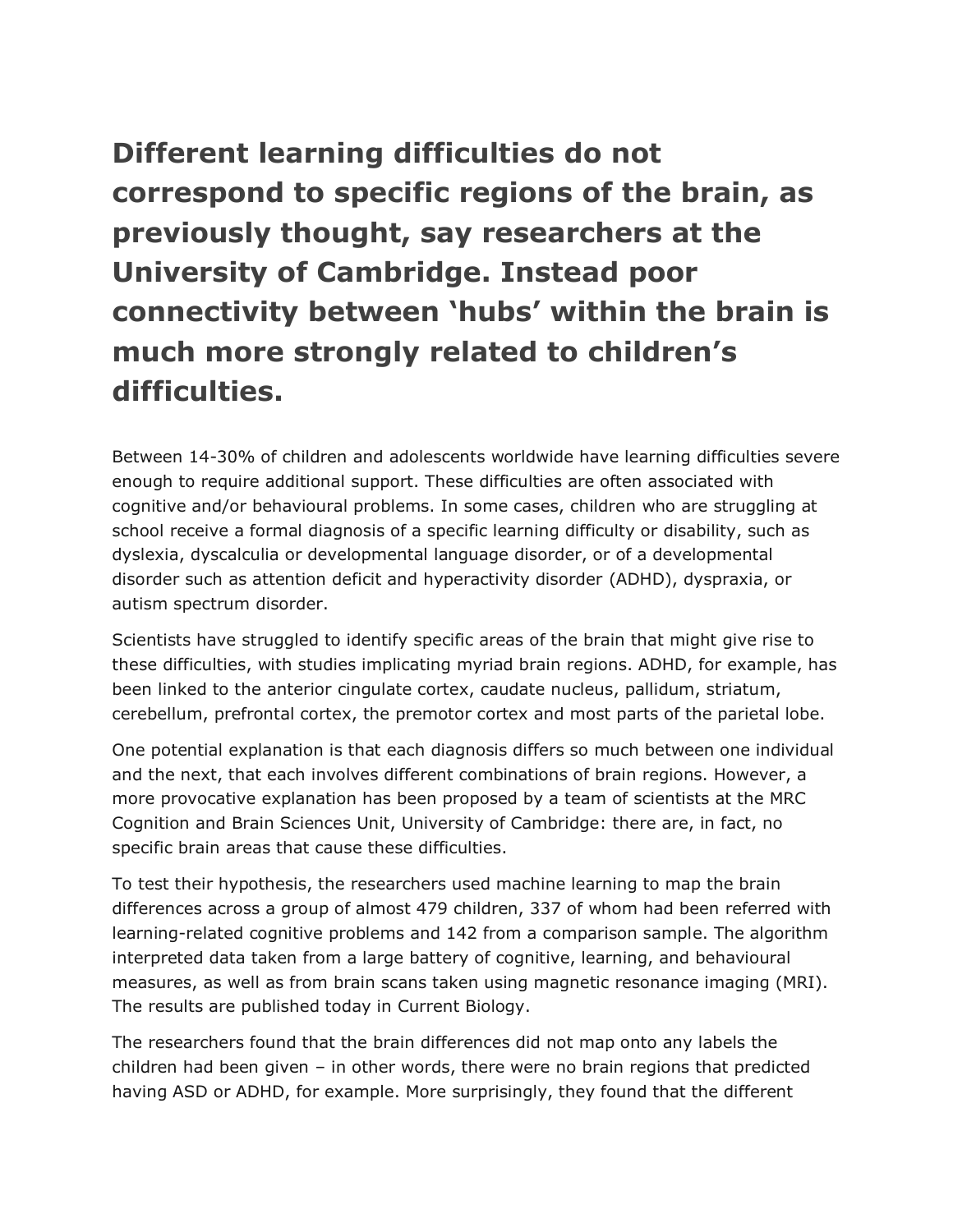# Different learning difficulties do not correspond to specific regions of the brain, as previously thought, say researchers at the University of Cambridge. Instead poor connectivity between 'hubs' within the brain is much more strongly related to children's difficulties.

Between 14-30% of children and adolescents worldwide have learning difficulties severe enough to require additional support. These difficulties are often associated with cognitive and/or behavioural problems. In some cases, children who are struggling at school receive a formal diagnosis of a specific learning difficulty or disability, such as dyslexia, dyscalculia or developmental language disorder, or of a developmental disorder such as attention deficit and hyperactivity disorder (ADHD), dyspraxia, or autism spectrum disorder.

Scientists have struggled to identify specific areas of the brain that might give rise to these difficulties, with studies implicating myriad brain regions. ADHD, for example, has been linked to the anterior cingulate cortex, caudate nucleus, pallidum, striatum, cerebellum, prefrontal cortex, the premotor cortex and most parts of the parietal lobe.

One potential explanation is that each diagnosis differs so much between one individual and the next, that each involves different combinations of brain regions. However, a more provocative explanation has been proposed by a team of scientists at the MRC Cognition and Brain Sciences Unit, University of Cambridge: there are, in fact, no specific brain areas that cause these difficulties.

To test their hypothesis, the researchers used machine learning to map the brain differences across a group of almost 479 children, 337 of whom had been referred with learning-related cognitive problems and 142 from a comparison sample. The algorithm interpreted data taken from a large battery of cognitive, learning, and behavioural measures, as well as from brain scans taken using magnetic resonance imaging (MRI). The results are published today in Current Biology.

The researchers found that the brain differences did not map onto any labels the children had been given – in other words, there were no brain regions that predicted having ASD or ADHD, for example. More surprisingly, they found that the different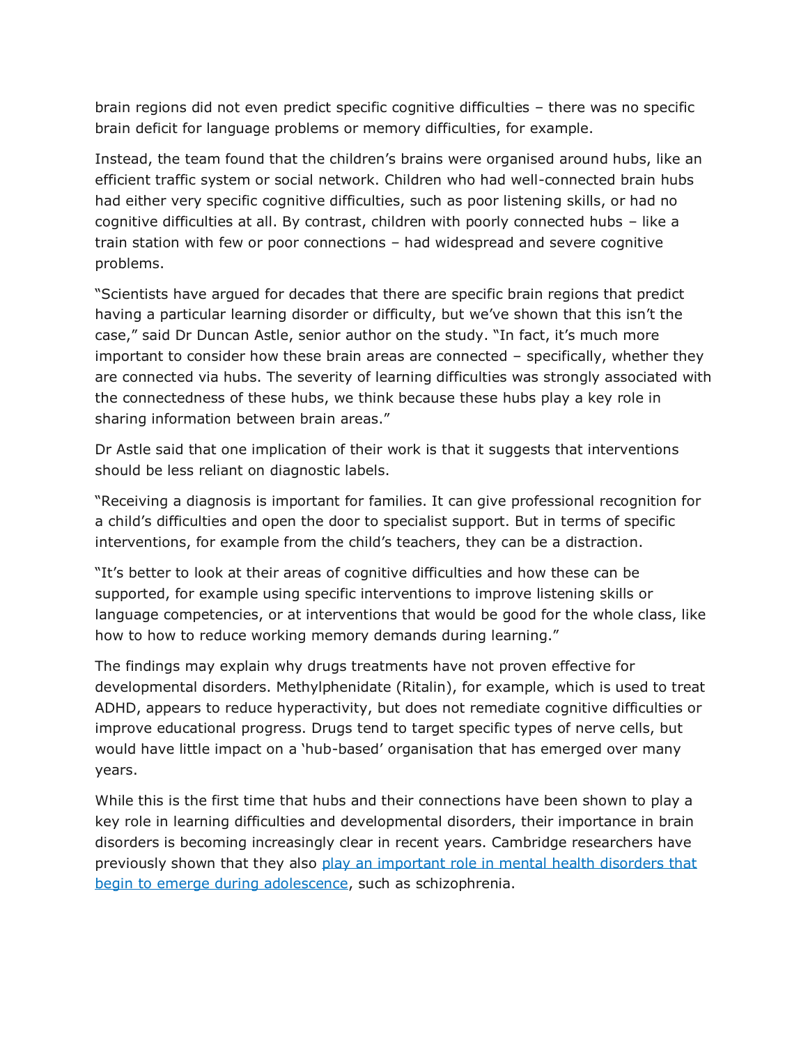brain regions did not even predict specific cognitive difficulties – there was no specific brain deficit for language problems or memory difficulties, for example.

Instead, the team found that the children's brains were organised around hubs, like an efficient traffic system or social network. Children who had well-connected brain hubs had either very specific cognitive difficulties, such as poor listening skills, or had no cognitive difficulties at all. By contrast, children with poorly connected hubs – like a train station with few or poor connections – had widespread and severe cognitive problems.

"Scientists have argued for decades that there are specific brain regions that predict having a particular learning disorder or difficulty, but we've shown that this isn't the case," said Dr Duncan Astle, senior author on the study. "In fact, it's much more important to consider how these brain areas are connected – specifically, whether they are connected via hubs. The severity of learning difficulties was strongly associated with the connectedness of these hubs, we think because these hubs play a key role in sharing information between brain areas."

Dr Astle said that one implication of their work is that it suggests that interventions should be less reliant on diagnostic labels.

"Receiving a diagnosis is important for families. It can give professional recognition for a child's difficulties and open the door to specialist support. But in terms of specific interventions, for example from the child's teachers, they can be a distraction.

"It's better to look at their areas of cognitive difficulties and how these can be supported, for example using specific interventions to improve listening skills or language competencies, or at interventions that would be good for the whole class, like how to how to reduce working memory demands during learning."

The findings may explain why drugs treatments have not proven effective for developmental disorders. Methylphenidate (Ritalin), for example, which is used to treat ADHD, appears to reduce hyperactivity, but does not remediate cognitive difficulties or improve educational progress. Drugs tend to target specific types of nerve cells, but would have little impact on a 'hub-based' organisation that has emerged over many years.

While this is the first time that hubs and their connections have been shown to play a key role in learning difficulties and developmental disorders, their importance in brain disorders is becoming increasingly clear in recent years. Cambridge researchers have previously shown that they also play an important role in mental health disorders that begin to emerge during adolescence, such as schizophrenia.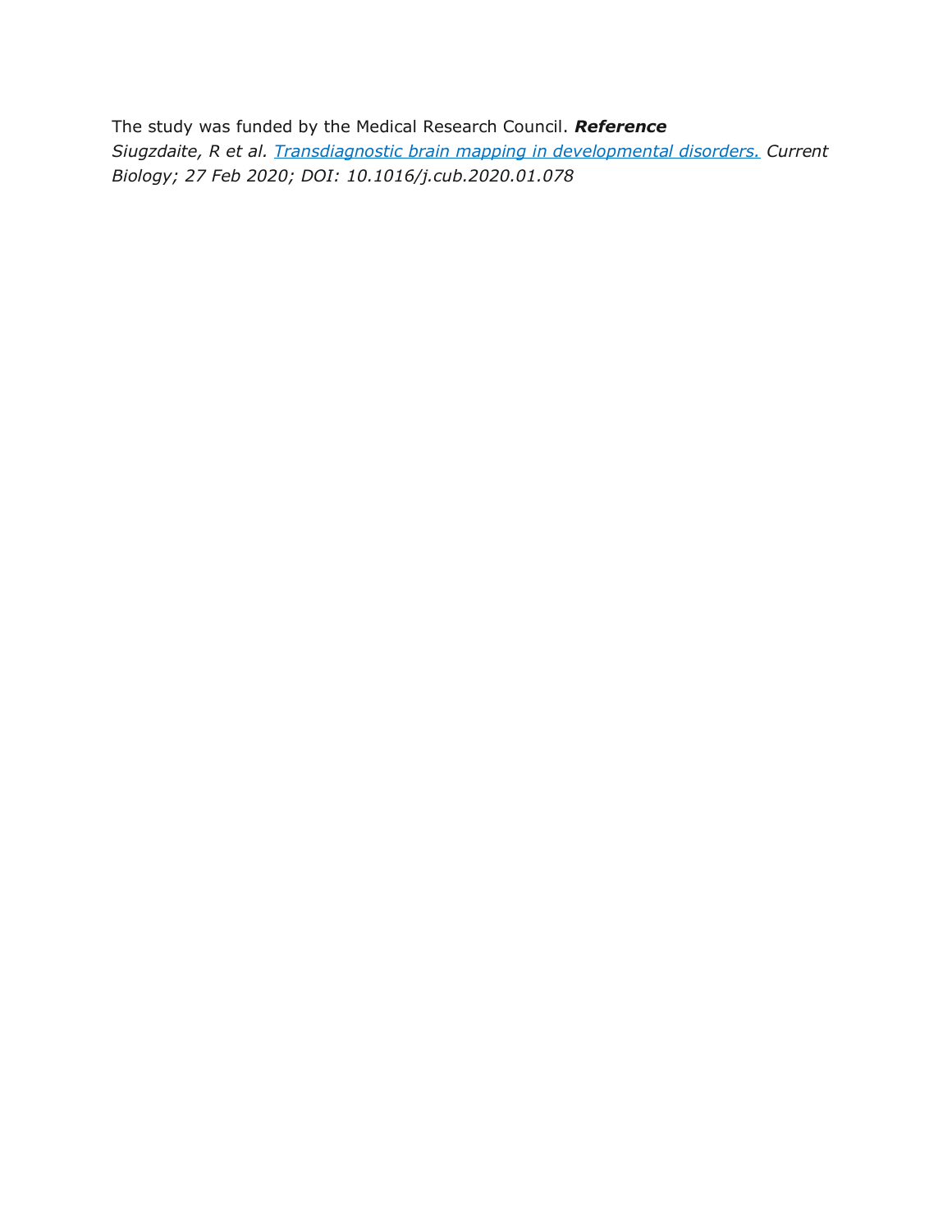The study was funded by the Medical Research Council. ***Reference***
*Siugzdaite, R et al. Transdiagnostic brain mapping in developmental disorders. Current Biology; 27 Feb 2020; DOI: 10.1016/j.cub.2020.01.078*